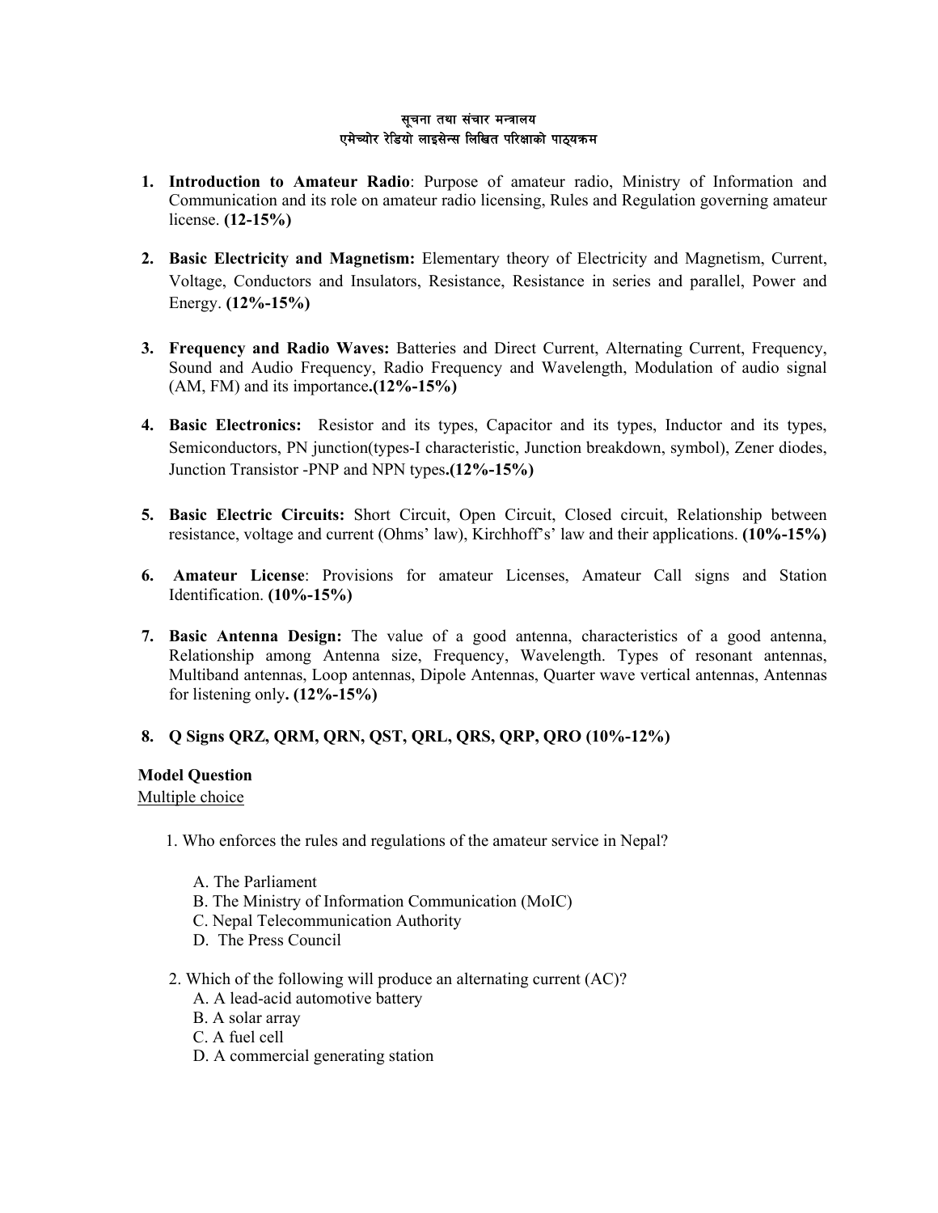# सूचना तथा संचार मन्त्रालय

## एमेच्योर रेडियो लाइसेन्स लिखित परिक्षाको पाठ्यक्रम

1. **Introduction to Amateur Radio**: Purpose of amateur radio, Ministry of Information and Communication and its role on amateur radio licensing, Rules and Regulation governing amateur license. **(12-15%)**

2. **Basic Electricity and Magnetism:** Elementary theory of Electricity and Magnetism, Current, Voltage, Conductors and Insulators, Resistance, Resistance in series and parallel, Power and Energy. **(12%-15%)**

3. **Frequency and Radio Waves:** Batteries and Direct Current, Alternating Current, Frequency, Sound and Audio Frequency, Radio Frequency and Wavelength, Modulation of audio signal (AM, FM) and its importance**.(12%-15%)**

4. **Basic Electronics:** Resistor and its types, Capacitor and its types, Inductor and its types, Semiconductors, PN junction(types-I characteristic, Junction breakdown, symbol), Zener diodes, Junction Transistor -PNP and NPN types**.(12%-15%)**

5. **Basic Electric Circuits:** Short Circuit, Open Circuit, Closed circuit, Relationship between resistance, voltage and current (Ohms' law), Kirchhoff's' law and their applications. **(10%-15%)**

6. **Amateur License**: Provisions for amateur Licenses, Amateur Call signs and Station Identification. **(10%-15%)**

7. **Basic Antenna Design:** The value of a good antenna, characteristics of a good antenna, Relationship among Antenna size, Frequency, Wavelength. Types of resonant antennas, Multiband antennas, Loop antennas, Dipole Antennas, Quarter wave vertical antennas, Antennas for listening only**. (12%-15%)**

8. **Q Signs QRZ, QRM, QRN, QST, QRL, QRS, QRP, QRO (10%-12%)**

**Model Question**

<u>Multiple choice</u>

1. Who enforces the rules and regulations of the amateur service in Nepal?

   A. The Parliament
   B. The Ministry of Information Communication (MoIC)
   C. Nepal Telecommunication Authority
   D. The Press Council

2. Which of the following will produce an alternating current (AC)?
   A. A lead-acid automotive battery
   B. A solar array
   C. A fuel cell
   D. A commercial generating station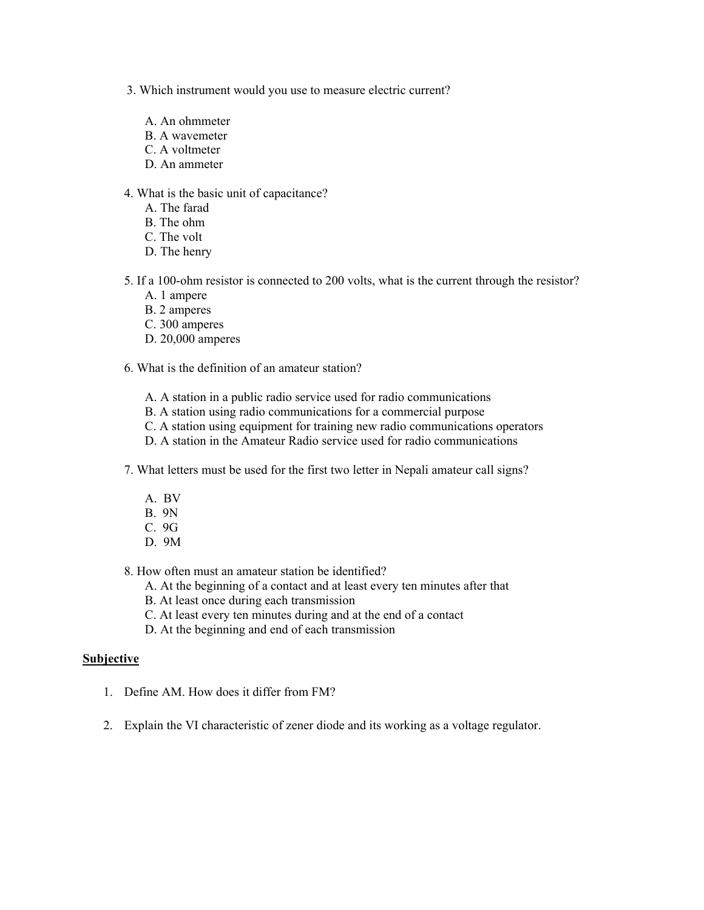3. Which instrument would you use to measure electric current?

   A. An ohmmeter
   B. A wavemeter
   C. A voltmeter
   D. An ammeter

4. What is the basic unit of capacitance?
   A. The farad
   B. The ohm
   C. The volt
   D. The henry

5. If a 100-ohm resistor is connected to 200 volts, what is the current through the resistor?
   A. 1 ampere
   B. 2 amperes
   C. 300 amperes
   D. 20,000 amperes

6. What is the definition of an amateur station?

   A. A station in a public radio service used for radio communications
   B. A station using radio communications for a commercial purpose
   C. A station using equipment for training new radio communications operators
   D. A station in the Amateur Radio service used for radio communications

7. What letters must be used for the first two letter in Nepali amateur call signs?

   A. BV
   B. 9N
   C. 9G
   D. 9M

8. How often must an amateur station be identified?
   A. At the beginning of a contact and at least every ten minutes after that
   B. At least once during each transmission
   C. At least every ten minutes during and at the end of a contact
   D. At the beginning and end of each transmission

**Subjective**

1. Define AM. How does it differ from FM?

2. Explain the VI characteristic of zener diode and its working as a voltage regulator.